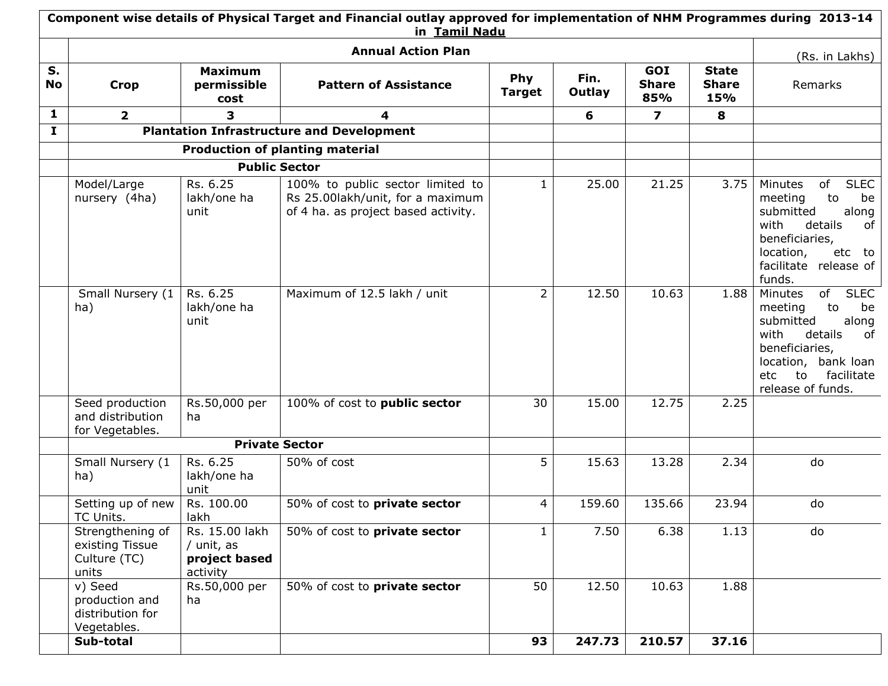**Component wise details of Physical Target and Financial outlay approved for implementation of NHM Programmes during 2013-14 in Tamil Nadu**

| S. No | Crop | Maximum permissible cost | Pattern of Assistance | Phy Target | Fin. Outlay | GOI Share 85% | State Share 15% | Remarks |
|---|---|---|---|---|---|---|---|---|
| | **Annual Action Plan** | | | | | | | (Rs. in Lakhs) |
| 1 | 2 | 3 | 4 | | 6 | 7 | 8 | |
| I | **Plantation Infrastructure and Development** | | | | | | | |
| | **Production of planting material** | | | | | | | |
| | **Public Sector** | | | | | | | |
| | Model/Large nursery (4ha) | Rs. 6.25 lakh/one ha unit | 100% to public sector limited to Rs 25.00lakh/unit, for a maximum of 4 ha. as project based activity. | 1 | 25.00 | 21.25 | 3.75 | Minutes of SLEC meeting to be submitted along with details of beneficiaries, location, etc to facilitate release of funds. |
| | Small Nursery (1 ha) | Rs. 6.25 lakh/one ha unit | Maximum of 12.5 lakh / unit | 2 | 12.50 | 10.63 | 1.88 | Minutes of SLEC meeting to be submitted along with details of beneficiaries, location, bank loan etc to facilitate release of funds. |
| | Seed production and distribution for Vegetables. | Rs.50,000 per ha | 100% of cost to **public sector** | 30 | 15.00 | 12.75 | 2.25 | |
| | **Private Sector** | | | | | | | |
| | Small Nursery (1 ha) | Rs. 6.25 lakh/one ha unit | 50% of cost | 5 | 15.63 | 13.28 | 2.34 | do |
| | Setting up of new TC Units. | Rs. 100.00 lakh | 50% of cost to **private sector** | 4 | 159.60 | 135.66 | 23.94 | do |
| | Strengthening of existing Tissue Culture (TC) units | Rs. 15.00 lakh / unit, as **project based** activity | 50% of cost to **private sector** | 1 | 7.50 | 6.38 | 1.13 | do |
| | v) Seed production and distribution for Vegetables. | Rs.50,000 per ha | 50% of cost to **private sector** | 50 | 12.50 | 10.63 | 1.88 | |
| | **Sub-total** | | | **93** | **247.73** | **210.57** | **37.16** | |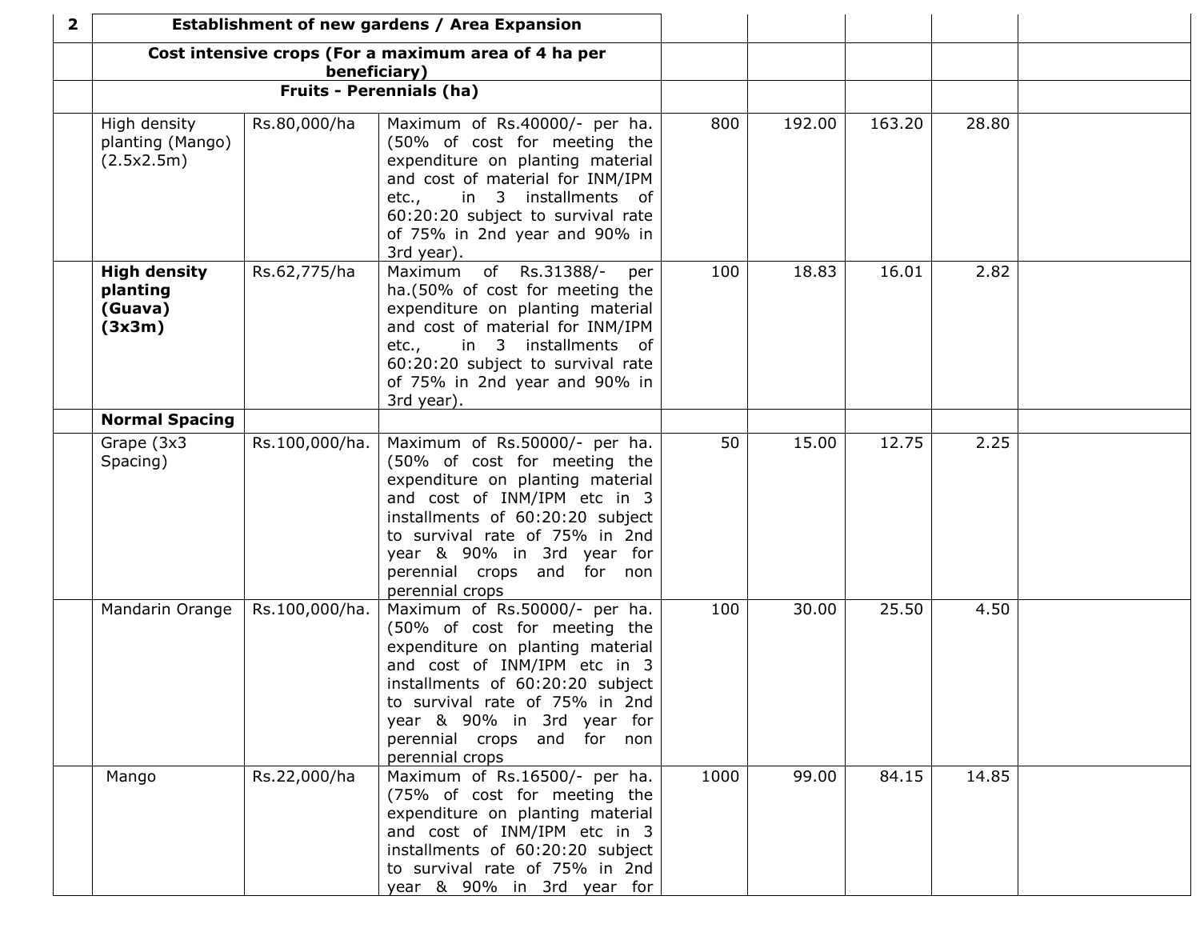| 2 | Establishment of new gardens / Area Expansion | | | | | | | |
|---|---|---|---|---|---|---|---|---|
| | Cost intensive crops (For a maximum area of 4 ha per beneficiary) | | | | | | | |
| | Fruits - Perennials (ha) | | | | | | | |
| | High density planting (Mango) (2.5x2.5m) | Rs.80,000/ha | Maximum of Rs.40000/- per ha. (50% of cost for meeting the expenditure on planting material and cost of material for INM/IPM etc., in 3 installments of 60:20:20 subject to survival rate of 75% in 2nd year and 90% in 3rd year). | 800 | 192.00 | 163.20 | 28.80 | |
| | **High density planting (Guava) (3x3m)** | Rs.62,775/ha | Maximum of Rs.31388/- per ha.(50% of cost for meeting the expenditure on planting material and cost of material for INM/IPM etc., in 3 installments of 60:20:20 subject to survival rate of 75% in 2nd year and 90% in 3rd year). | 100 | 18.83 | 16.01 | 2.82 | |
| | **Normal Spacing** | | | | | | | |
| | Grape (3x3 Spacing) | Rs.100,000/ha. | Maximum of Rs.50000/- per ha. (50% of cost for meeting the expenditure on planting material and cost of INM/IPM etc in 3 installments of 60:20:20 subject to survival rate of 75% in 2nd year & 90% in 3rd year for perennial crops and for non perennial crops | 50 | 15.00 | 12.75 | 2.25 | |
| | Mandarin Orange | Rs.100,000/ha. | Maximum of Rs.50000/- per ha. (50% of cost for meeting the expenditure on planting material and cost of INM/IPM etc in 3 installments of 60:20:20 subject to survival rate of 75% in 2nd year & 90% in 3rd year for perennial crops and for non perennial crops | 100 | 30.00 | 25.50 | 4.50 | |
| | Mango | Rs.22,000/ha | Maximum of Rs.16500/- per ha. (75% of cost for meeting the expenditure on planting material and cost of INM/IPM etc in 3 installments of 60:20:20 subject to survival rate of 75% in 2nd year & 90% in 3rd year for | 1000 | 99.00 | 84.15 | 14.85 | |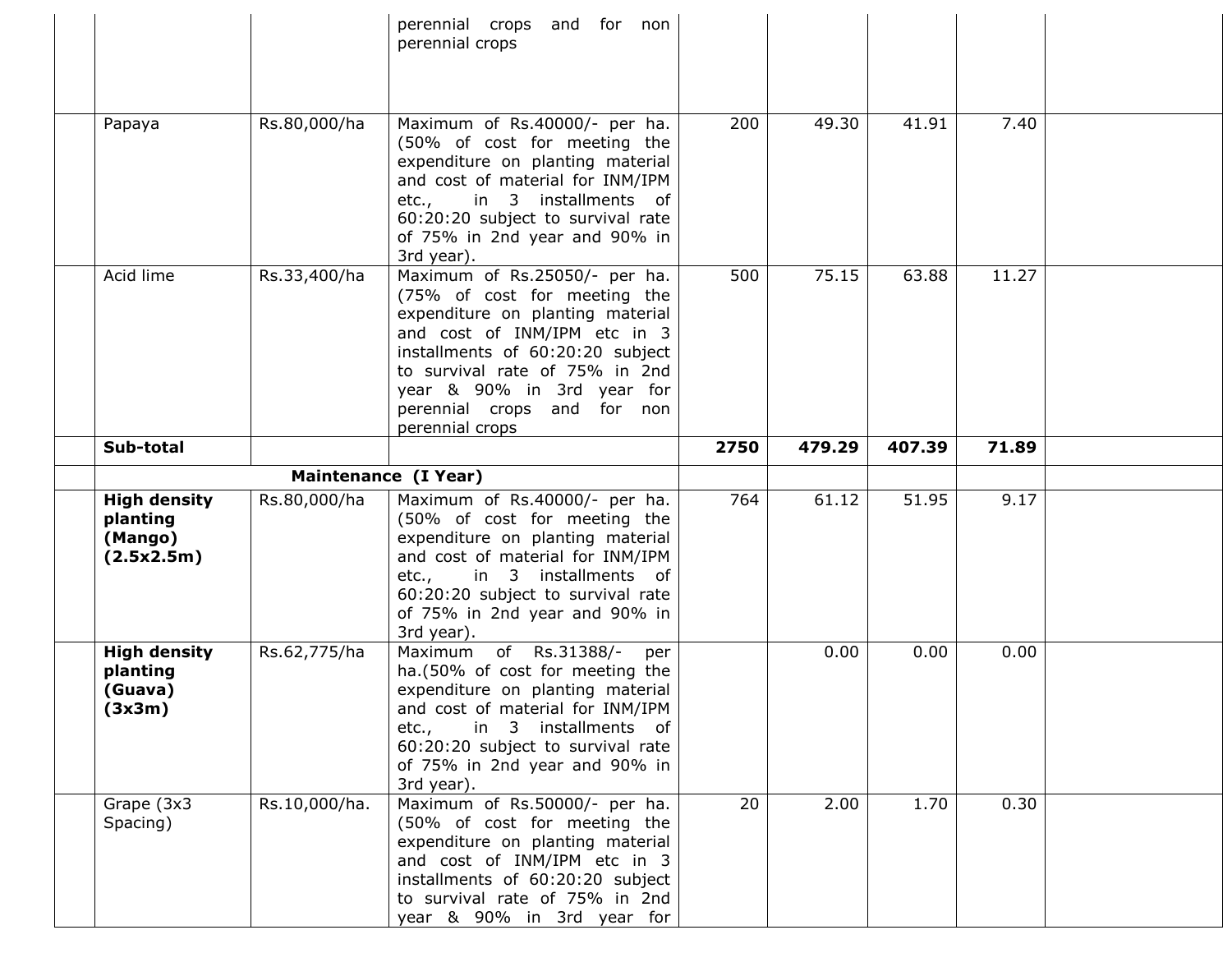| | | | | | | | | |
|---|---|---|---|---|---|---|---|---|
| | | | perennial crops and for non perennial crops | | | | | |
| | Papaya | Rs.80,000/ha | Maximum of Rs.40000/- per ha. (50% of cost for meeting the expenditure on planting material and cost of material for INM/IPM etc., in 3 installments of 60:20:20 subject to survival rate of 75% in 2nd year and 90% in 3rd year). | 200 | 49.30 | 41.91 | 7.40 | |
| | Acid lime | Rs.33,400/ha | Maximum of Rs.25050/- per ha. (75% of cost for meeting the expenditure on planting material and cost of INM/IPM etc in 3 installments of 60:20:20 subject to survival rate of 75% in 2nd year & 90% in 3rd year for perennial crops and for non perennial crops | 500 | 75.15 | 63.88 | 11.27 | |
| | **Sub-total** | | | **2750** | **479.29** | **407.39** | **71.89** | |
| | **Maintenance (I Year)** | | | | | | | |
| | **High density planting (Mango) (2.5x2.5m)** | Rs.80,000/ha | Maximum of Rs.40000/- per ha. (50% of cost for meeting the expenditure on planting material and cost of material for INM/IPM etc., in 3 installments of 60:20:20 subject to survival rate of 75% in 2nd year and 90% in 3rd year). | 764 | 61.12 | 51.95 | 9.17 | |
| | **High density planting (Guava) (3x3m)** | Rs.62,775/ha | Maximum of Rs.31388/- per ha.(50% of cost for meeting the expenditure on planting material and cost of material for INM/IPM etc., in 3 installments of 60:20:20 subject to survival rate of 75% in 2nd year and 90% in 3rd year). | | 0.00 | 0.00 | 0.00 | |
| | Grape (3x3 Spacing) | Rs.10,000/ha. | Maximum of Rs.50000/- per ha. (50% of cost for meeting the expenditure on planting material and cost of INM/IPM etc in 3 installments of 60:20:20 subject to survival rate of 75% in 2nd year & 90% in 3rd year for | 20 | 2.00 | 1.70 | 0.30 | |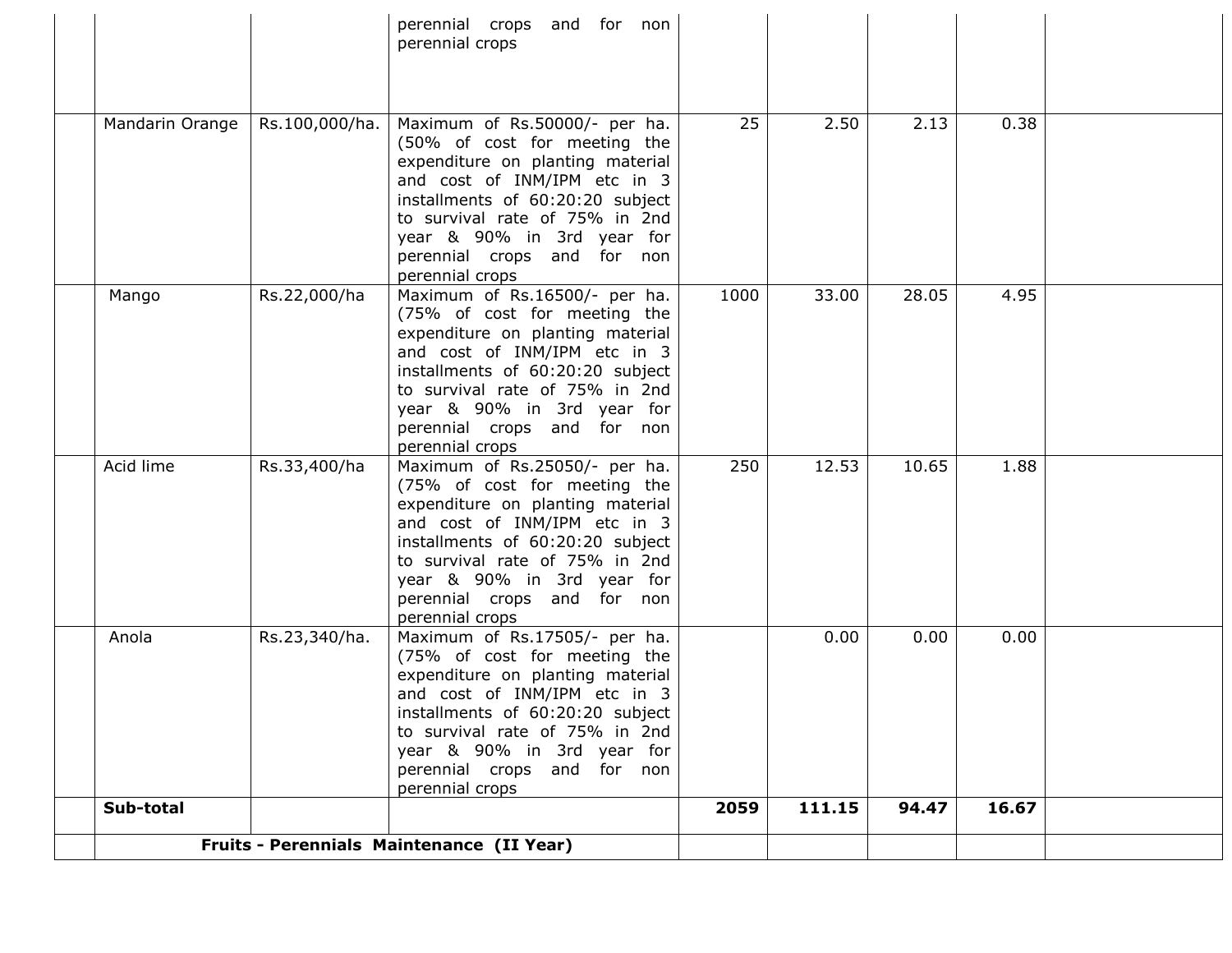| | | | | | | | | |
|---|---|---|---|---|---|---|---|---|
| | | | perennial crops and for non perennial crops | | | | | |
| | Mandarin Orange | Rs.100,000/ha. | Maximum of Rs.50000/- per ha. (50% of cost for meeting the expenditure on planting material and cost of INM/IPM etc in 3 installments of 60:20:20 subject to survival rate of 75% in 2nd year & 90% in 3rd year for perennial crops and for non perennial crops | 25 | 2.50 | 2.13 | 0.38 | |
| | Mango | Rs.22,000/ha | Maximum of Rs.16500/- per ha. (75% of cost for meeting the expenditure on planting material and cost of INM/IPM etc in 3 installments of 60:20:20 subject to survival rate of 75% in 2nd year & 90% in 3rd year for perennial crops and for non perennial crops | 1000 | 33.00 | 28.05 | 4.95 | |
| | Acid lime | Rs.33,400/ha | Maximum of Rs.25050/- per ha. (75% of cost for meeting the expenditure on planting material and cost of INM/IPM etc in 3 installments of 60:20:20 subject to survival rate of 75% in 2nd year & 90% in 3rd year for perennial crops and for non perennial crops | 250 | 12.53 | 10.65 | 1.88 | |
| | Anola | Rs.23,340/ha. | Maximum of Rs.17505/- per ha. (75% of cost for meeting the expenditure on planting material and cost of INM/IPM etc in 3 installments of 60:20:20 subject to survival rate of 75% in 2nd year & 90% in 3rd year for perennial crops and for non perennial crops | | 0.00 | 0.00 | 0.00 | |
| | **Sub-total** | | | **2059** | **111.15** | **94.47** | **16.67** | |
| | **Fruits - Perennials Maintenance (II Year)** | | | | | | | |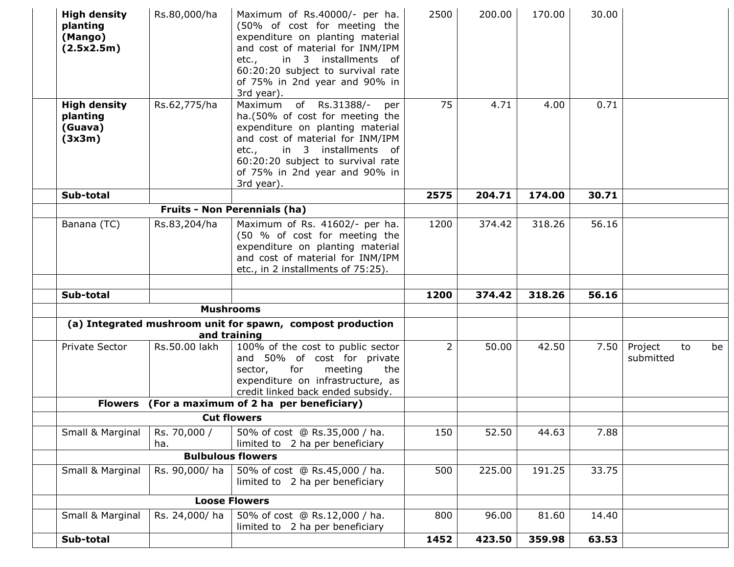|  |  |  |  |  |  |  |  |  |
|---|---|---|---|---|---|---|---|---|
|  | **High density planting (Mango) (2.5x2.5m)** | Rs.80,000/ha | Maximum of Rs.40000/- per ha. (50% of cost for meeting the expenditure on planting material and cost of material for INM/IPM etc., in 3 installments of 60:20:20 subject to survival rate of 75% in 2nd year and 90% in 3rd year). | 2500 | 200.00 | 170.00 | 30.00 |  |
|  | **High density planting (Guava) (3x3m)** | Rs.62,775/ha | Maximum of Rs.31388/- per ha.(50% of cost for meeting the expenditure on planting material and cost of material for INM/IPM etc., in 3 installments of 60:20:20 subject to survival rate of 75% in 2nd year and 90% in 3rd year). | 75 | 4.71 | 4.00 | 0.71 |  |
|  | **Sub-total** |  |  | **2575** | **204.71** | **174.00** | **30.71** |  |
|  | **Fruits - Non Perennials (ha)** |  |  |  |  |  |  |  |
|  | Banana (TC) | Rs.83,204/ha | Maximum of Rs. 41602/- per ha. (50 % of cost for meeting the expenditure on planting material and cost of material for INM/IPM etc., in 2 installments of 75:25). | 1200 | 374.42 | 318.26 | 56.16 |  |
|  |  |  |  |  |  |  |  |  |
|  | **Sub-total** |  |  | **1200** | **374.42** | **318.26** | **56.16** |  |
|  | **Mushrooms** |  |  |  |  |  |  |  |
|  | **(a) Integrated mushroom unit for spawn, compost production and training** |  |  |  |  |  |  |  |
|  | Private Sector | Rs.50.00 lakh | 100% of the cost to public sector and 50% of cost for private sector, for meeting the expenditure on infrastructure, as credit linked back ended subsidy. | 2 | 50.00 | 42.50 | 7.50 | Project to be submitted |
|  | **Flowers (For a maximum of 2 ha per beneficiary)** |  |  |  |  |  |  |  |
|  | **Cut flowers** |  |  |  |  |  |  |  |
|  | Small & Marginal | Rs. 70,000 / ha. | 50% of cost @ Rs.35,000 / ha. limited to 2 ha per beneficiary | 150 | 52.50 | 44.63 | 7.88 |  |
|  | **Bulbulous flowers** |  |  |  |  |  |  |  |
|  | Small & Marginal | Rs. 90,000/ ha | 50% of cost @ Rs.45,000 / ha. limited to 2 ha per beneficiary | 500 | 225.00 | 191.25 | 33.75 |  |
|  | **Loose Flowers** |  |  |  |  |  |  |  |
|  | Small & Marginal | Rs. 24,000/ ha | 50% of cost @ Rs.12,000 / ha. limited to 2 ha per beneficiary | 800 | 96.00 | 81.60 | 14.40 |  |
|  | **Sub-total** |  |  | **1452** | **423.50** | **359.98** | **63.53** |  |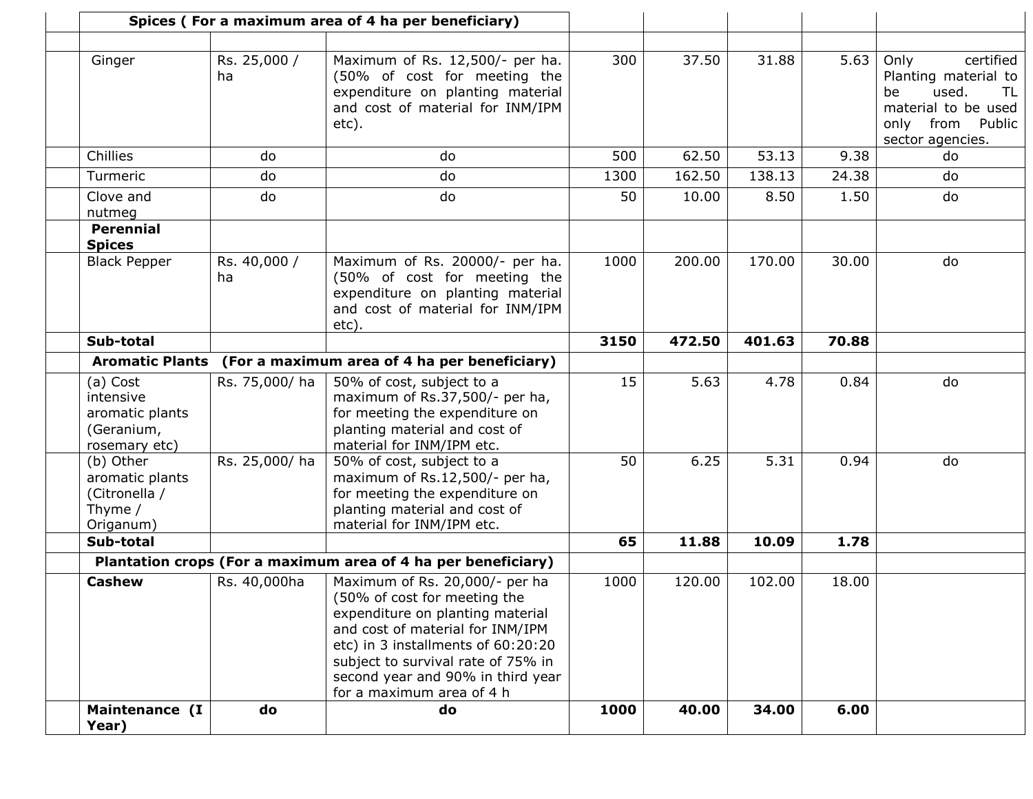| | | | | | | | | |
|---|---|---|---|---|---|---|---|---|
| | **Spices ( For a maximum area of 4 ha per beneficiary)** | | | | | | | |
| | | | | | | | | |
| | Ginger | Rs. 25,000 / ha | Maximum of Rs. 12,500/- per ha. (50% of cost for meeting the expenditure on planting material and cost of material for INM/IPM etc). | 300 | 37.50 | 31.88 | 5.63 | Only certified Planting material to be used. TL material to be used only from Public sector agencies. |
| | Chillies | do | do | 500 | 62.50 | 53.13 | 9.38 | do |
| | Turmeric | do | do | 1300 | 162.50 | 138.13 | 24.38 | do |
| | Clove and nutmeg | do | do | 50 | 10.00 | 8.50 | 1.50 | do |
| | **Perennial Spices** | | | | | | | |
| | Black Pepper | Rs. 40,000 / ha | Maximum of Rs. 20000/- per ha. (50% of cost for meeting the expenditure on planting material and cost of material for INM/IPM etc). | 1000 | 200.00 | 170.00 | 30.00 | do |
| | **Sub-total** | | | **3150** | **472.50** | **401.63** | **70.88** | |
| | **Aromatic Plants (For a maximum area of 4 ha per beneficiary)** | | | | | | | |
| | (a) Cost intensive aromatic plants (Geranium, rosemary etc) | Rs. 75,000/ ha | 50% of cost, subject to a maximum of Rs.37,500/- per ha, for meeting the expenditure on planting material and cost of material for INM/IPM etc. | 15 | 5.63 | 4.78 | 0.84 | do |
| | (b) Other aromatic plants (Citronella / Thyme / Origanum) | Rs. 25,000/ ha | 50% of cost, subject to a maximum of Rs.12,500/- per ha, for meeting the expenditure on planting material and cost of material for INM/IPM etc. | 50 | 6.25 | 5.31 | 0.94 | do |
| | **Sub-total** | | | **65** | **11.88** | **10.09** | **1.78** | |
| | **Plantation crops (For a maximum area of 4 ha per beneficiary)** | | | | | | | |
| | **Cashew** | Rs. 40,000ha | Maximum of Rs. 20,000/- per ha (50% of cost for meeting the expenditure on planting material and cost of material for INM/IPM etc) in 3 installments of 60:20:20 subject to survival rate of 75% in second year and 90% in third year for a maximum area of 4 h | 1000 | 120.00 | 102.00 | 18.00 | |
| | **Maintenance (I Year)** | **do** | **do** | **1000** | **40.00** | **34.00** | **6.00** | |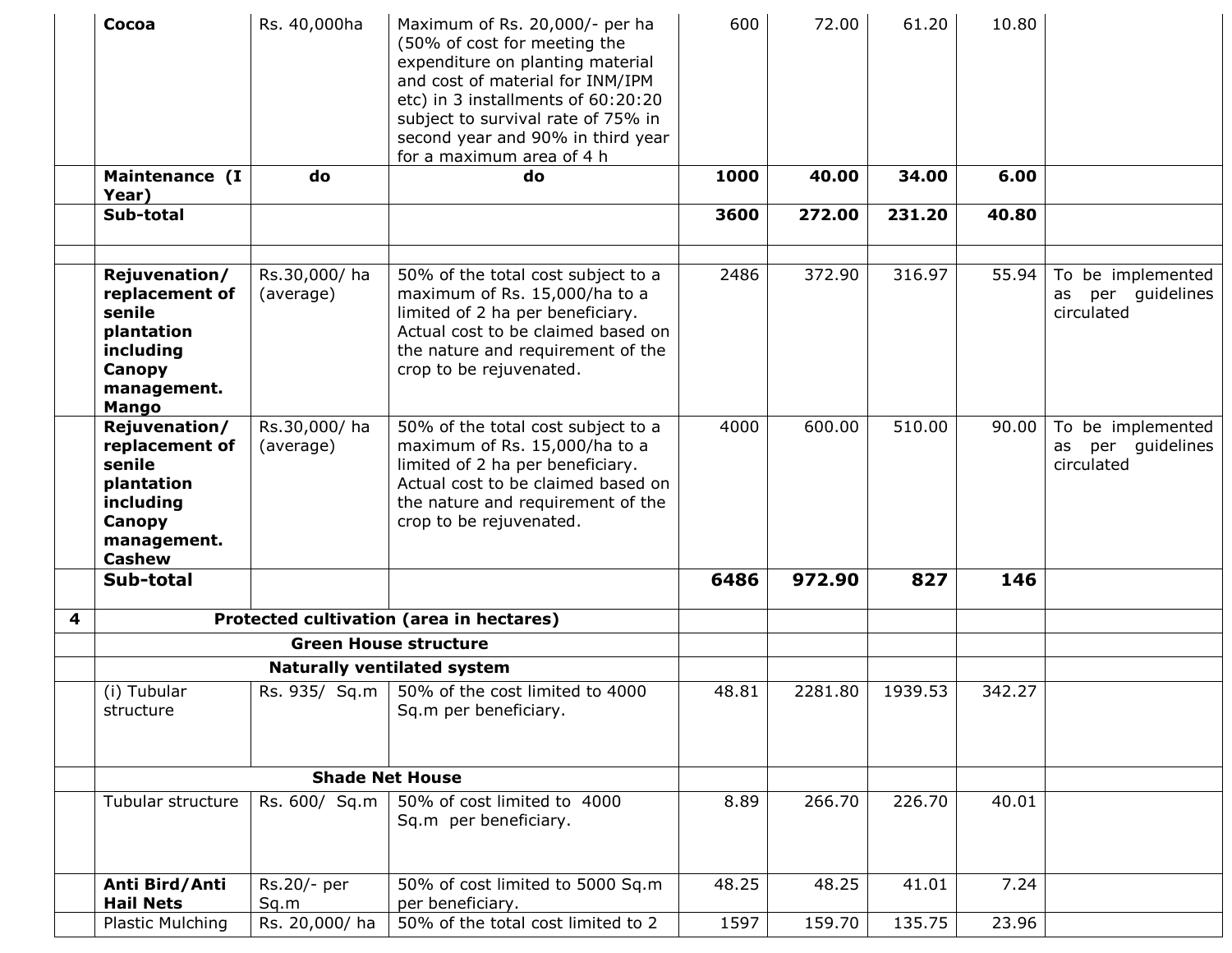| | | | | | | | | |
|---|---|---|---|---|---|---|---|---|
| | **Cocoa** | Rs. 40,000ha | Maximum of Rs. 20,000/- per ha (50% of cost for meeting the expenditure on planting material and cost of material for INM/IPM etc) in 3 installments of 60:20:20 subject to survival rate of 75% in second year and 90% in third year for a maximum area of 4 h | 600 | 72.00 | 61.20 | 10.80 | |
| | **Maintenance (I Year)** | **do** | **do** | **1000** | **40.00** | **34.00** | **6.00** | |
| | **Sub-total** | | | **3600** | **272.00** | **231.20** | **40.80** | |
| | | | | | | | | |
| | **Rejuvenation/ replacement of senile plantation including Canopy management. Mango** | Rs.30,000/ ha (average) | 50% of the total cost subject to a maximum of Rs. 15,000/ha to a limited of 2 ha per beneficiary. Actual cost to be claimed based on the nature and requirement of the crop to be rejuvenated. | 2486 | 372.90 | 316.97 | 55.94 | To be implemented as per guidelines circulated |
| | **Rejuvenation/ replacement of senile plantation including Canopy management. Cashew** | Rs.30,000/ ha (average) | 50% of the total cost subject to a maximum of Rs. 15,000/ha to a limited of 2 ha per beneficiary. Actual cost to be claimed based on the nature and requirement of the crop to be rejuvenated. | 4000 | 600.00 | 510.00 | 90.00 | To be implemented as per guidelines circulated |
| | **Sub-total** | | | **6486** | **972.90** | **827** | **146** | |
| **4** | **Protected cultivation (area in hectares)** | | | | | | | |
| | **Green House structure** | | | | | | | |
| | **Naturally ventilated system** | | | | | | | |
| | (i) Tubular structure | Rs. 935/ Sq.m | 50% of the cost limited to 4000 Sq.m per beneficiary. | 48.81 | 2281.80 | 1939.53 | 342.27 | |
| | **Shade Net House** | | | | | | | |
| | Tubular structure | Rs. 600/ Sq.m | 50% of cost limited to 4000 Sq.m per beneficiary. | 8.89 | 266.70 | 226.70 | 40.01 | |
| | **Anti Bird/Anti Hail Nets** | Rs.20/- per Sq.m | 50% of cost limited to 5000 Sq.m per beneficiary. | 48.25 | 48.25 | 41.01 | 7.24 | |
| | Plastic Mulching | Rs. 20,000/ ha | 50% of the total cost limited to 2 | 1597 | 159.70 | 135.75 | 23.96 | |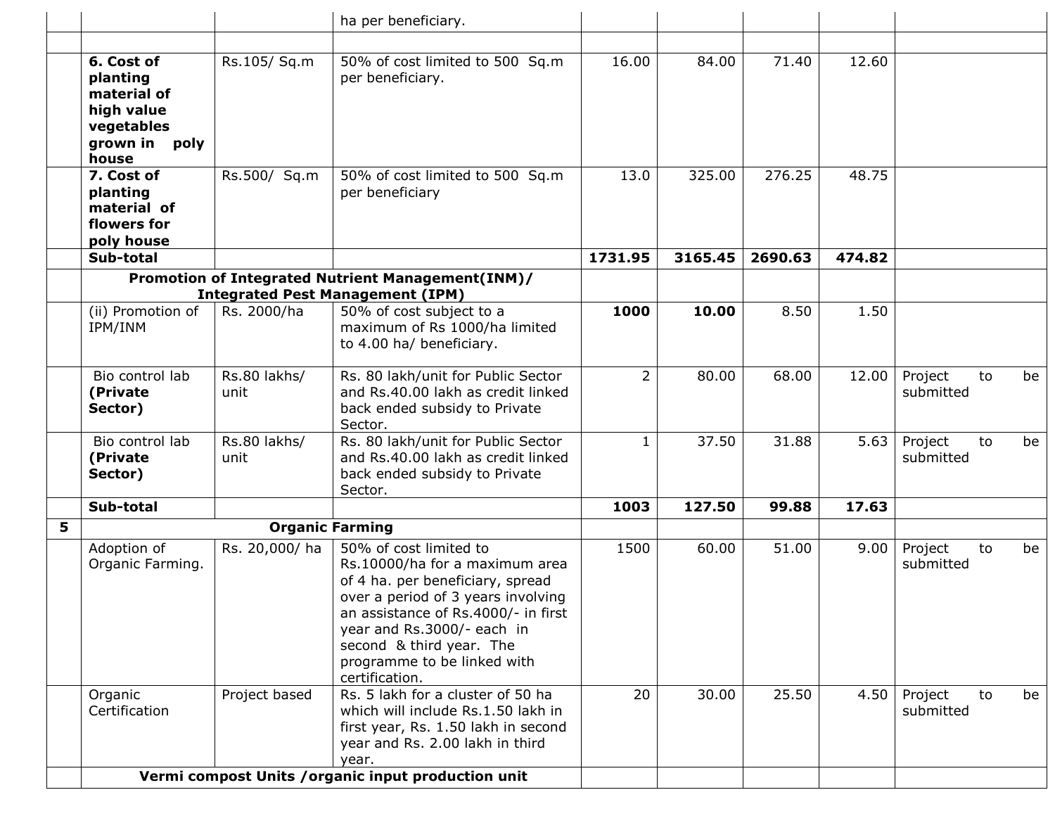|  |  |  | ha per beneficiary. |  |  |  |  |  |
|---|---|---|---|---|---|---|---|---|
|  |  |  |  |  |  |  |  |  |
|  | **6. Cost of planting material of high value vegetables grown in poly house** | Rs.105/ Sq.m | 50% of cost limited to 500 Sq.m per beneficiary. | 16.00 | 84.00 | 71.40 | 12.60 |  |
|  | **7. Cost of planting material of flowers for poly house** | Rs.500/ Sq.m | 50% of cost limited to 500 Sq.m per beneficiary | 13.0 | 325.00 | 276.25 | 48.75 |  |
|  | **Sub-total** |  |  | **1731.95** | **3165.45** | **2690.63** | **474.82** |  |
|  | **Promotion of Integrated Nutrient Management(INM)/ Integrated Pest Management (IPM)** |  |  |  |  |  |  |  |
|  | (ii) Promotion of IPM/INM | Rs. 2000/ha | 50% of cost subject to a maximum of Rs 1000/ha limited to 4.00 ha/ beneficiary. | **1000** | **10.00** | 8.50 | 1.50 |  |
|  | Bio control lab **(Private Sector)** | Rs.80 lakhs/ unit | Rs. 80 lakh/unit for Public Sector and Rs.40.00 lakh as credit linked back ended subsidy to Private Sector. | 2 | 80.00 | 68.00 | 12.00 | Project to be submitted |
|  | Bio control lab **(Private Sector)** | Rs.80 lakhs/ unit | Rs. 80 lakh/unit for Public Sector and Rs.40.00 lakh as credit linked back ended subsidy to Private Sector. | 1 | 37.50 | 31.88 | 5.63 | Project to be submitted |
|  | **Sub-total** |  |  | **1003** | **127.50** | **99.88** | **17.63** |  |
| **5** | **Organic Farming** |  |  |  |  |  |  |  |
|  | Adoption of Organic Farming. | Rs. 20,000/ ha | 50% of cost limited to Rs.10000/ha for a maximum area of 4 ha. per beneficiary, spread over a period of 3 years involving an assistance of Rs.4000/- in first year and Rs.3000/- each in second & third year. The programme to be linked with certification. | 1500 | 60.00 | 51.00 | 9.00 | Project to be submitted |
|  | Organic Certification | Project based | Rs. 5 lakh for a cluster of 50 ha which will include Rs.1.50 lakh in first year, Rs. 1.50 lakh in second year and Rs. 2.00 lakh in third year. | 20 | 30.00 | 25.50 | 4.50 | Project to be submitted |
|  | **Vermi compost Units /organic input production unit** |  |  |  |  |  |  |  |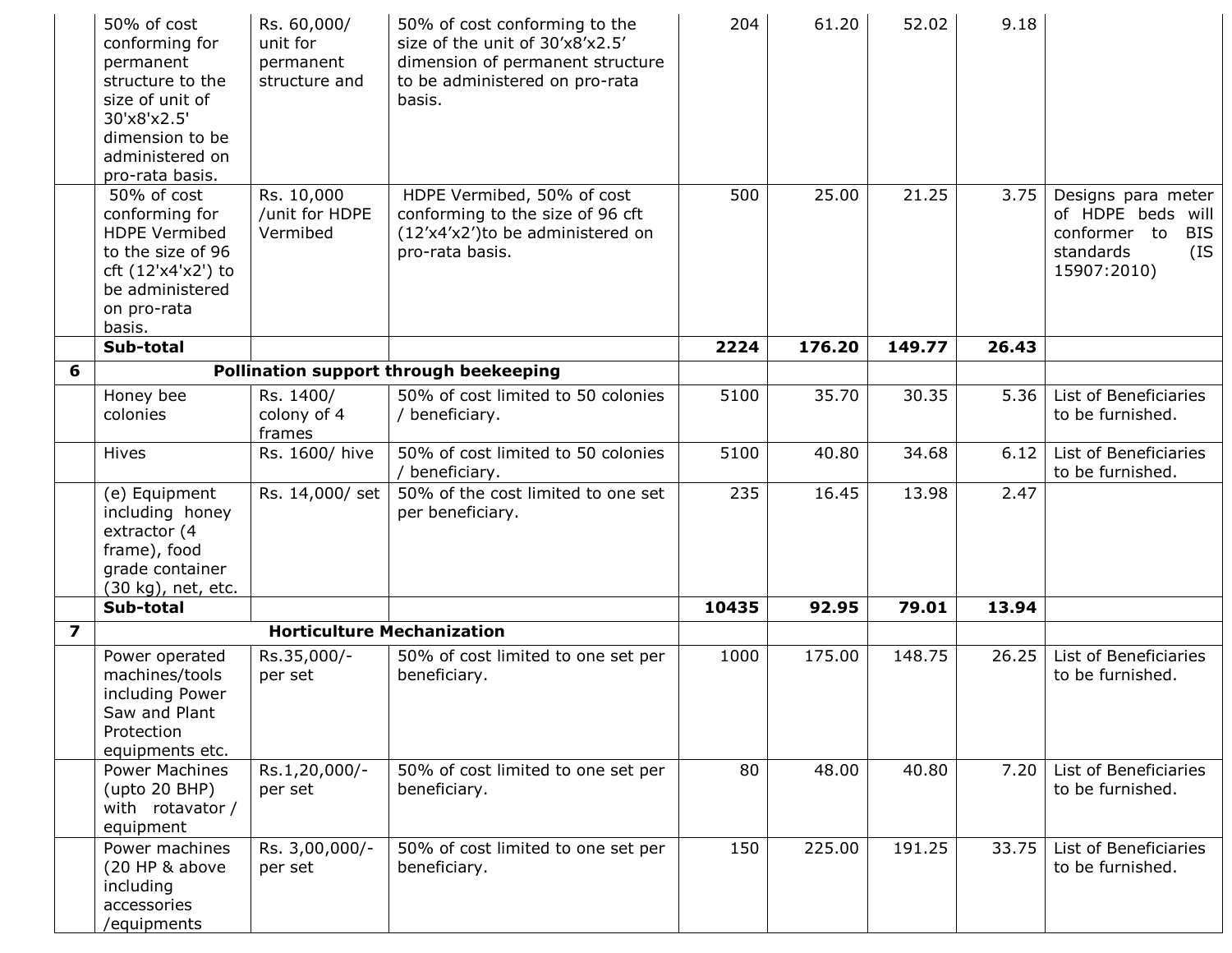| | | | | | | | | |
|---|---|---|---|---|---|---|---|---|
| | 50% of cost conforming for permanent structure to the size of unit of 30'x8'x2.5' dimension to be administered on pro-rata basis. | Rs. 60,000/ unit for permanent structure and | 50% of cost conforming to the size of the unit of 30'x8'x2.5' dimension of permanent structure to be administered on pro-rata basis. | 204 | 61.20 | 52.02 | 9.18 | |
| | 50% of cost conforming for HDPE Vermibed to the size of 96 cft (12'x4'x2') to be administered on pro-rata basis. | Rs. 10,000 /unit for HDPE Vermibed | HDPE Vermibed, 50% of cost conforming to the size of 96 cft (12'x4'x2')to be administered on pro-rata basis. | 500 | 25.00 | 21.25 | 3.75 | Designs para meter of HDPE beds will conformer to BIS standards (IS 15907:2010) |
| | **Sub-total** | | | **2224** | **176.20** | **149.77** | **26.43** | |
| **6** | **Pollination support through beekeeping** | | | | | | | |
| | Honey bee colonies | Rs. 1400/ colony of 4 frames | 50% of cost limited to 50 colonies / beneficiary. | 5100 | 35.70 | 30.35 | 5.36 | List of Beneficiaries to be furnished. |
| | Hives | Rs. 1600/ hive | 50% of cost limited to 50 colonies / beneficiary. | 5100 | 40.80 | 34.68 | 6.12 | List of Beneficiaries to be furnished. |
| | (e) Equipment including honey extractor (4 frame), food grade container (30 kg), net, etc. | Rs. 14,000/ set | 50% of the cost limited to one set per beneficiary. | 235 | 16.45 | 13.98 | 2.47 | |
| | **Sub-total** | | | **10435** | **92.95** | **79.01** | **13.94** | |
| **7** | **Horticulture Mechanization** | | | | | | | |
| | Power operated machines/tools including Power Saw and Plant Protection equipments etc. | Rs.35,000/- per set | 50% of cost limited to one set per beneficiary. | 1000 | 175.00 | 148.75 | 26.25 | List of Beneficiaries to be furnished. |
| | Power Machines (upto 20 BHP) with rotavator / equipment | Rs.1,20,000/- per set | 50% of cost limited to one set per beneficiary. | 80 | 48.00 | 40.80 | 7.20 | List of Beneficiaries to be furnished. |
| | Power machines (20 HP & above including accessories /equipments | Rs. 3,00,000/- per set | 50% of cost limited to one set per beneficiary. | 150 | 225.00 | 191.25 | 33.75 | List of Beneficiaries to be furnished. |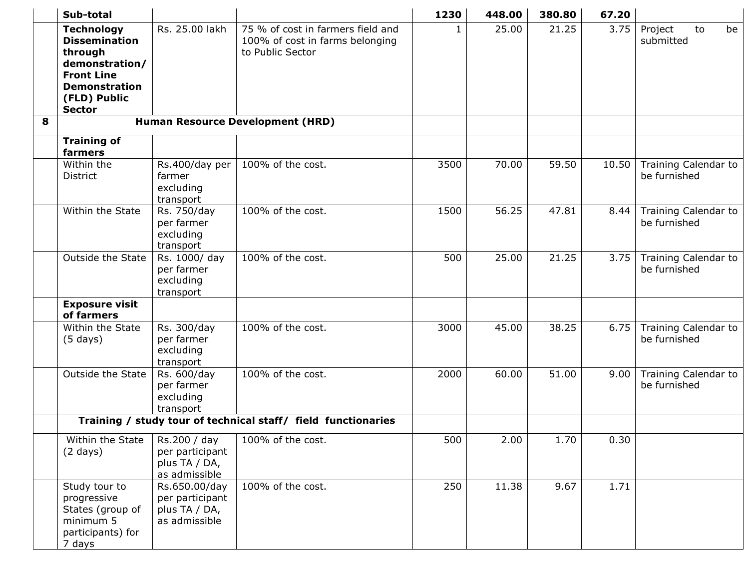| | | | | | | | | |
|---|---|---|---|---|---|---|---|---|
| | **Sub-total** | | | **1230** | **448.00** | **380.80** | **67.20** | |
| | **Technology Dissemination through demonstration/ Front Line Demonstration (FLD) Public Sector** | Rs. 25.00 lakh | 75 % of cost in farmers field and 100% of cost in farms belonging to Public Sector | 1 | 25.00 | 21.25 | 3.75 | Project to be submitted |
| **8** | **Human Resource Development (HRD)** | | | | | | | |
| | **Training of farmers** | | | | | | | |
| | Within the District | Rs.400/day per farmer excluding transport | 100% of the cost. | 3500 | 70.00 | 59.50 | 10.50 | Training Calendar to be furnished |
| | Within the State | Rs. 750/day per farmer excluding transport | 100% of the cost. | 1500 | 56.25 | 47.81 | 8.44 | Training Calendar to be furnished |
| | Outside the State | Rs. 1000/ day per farmer excluding transport | 100% of the cost. | 500 | 25.00 | 21.25 | 3.75 | Training Calendar to be furnished |
| | **Exposure visit of farmers** | | | | | | | |
| | Within the State (5 days) | Rs. 300/day per farmer excluding transport | 100% of the cost. | 3000 | 45.00 | 38.25 | 6.75 | Training Calendar to be furnished |
| | Outside the State | Rs. 600/day per farmer excluding transport | 100% of the cost. | 2000 | 60.00 | 51.00 | 9.00 | Training Calendar to be furnished |
| | **Training / study tour of technical staff/ field functionaries** | | | | | | | |
| | Within the State (2 days) | Rs.200 / day per participant plus TA / DA, as admissible | 100% of the cost. | 500 | 2.00 | 1.70 | 0.30 | |
| | Study tour to progressive States (group of minimum 5 participants) for 7 days | Rs.650.00/day per participant plus TA / DA, as admissible | 100% of the cost. | 250 | 11.38 | 9.67 | 1.71 | |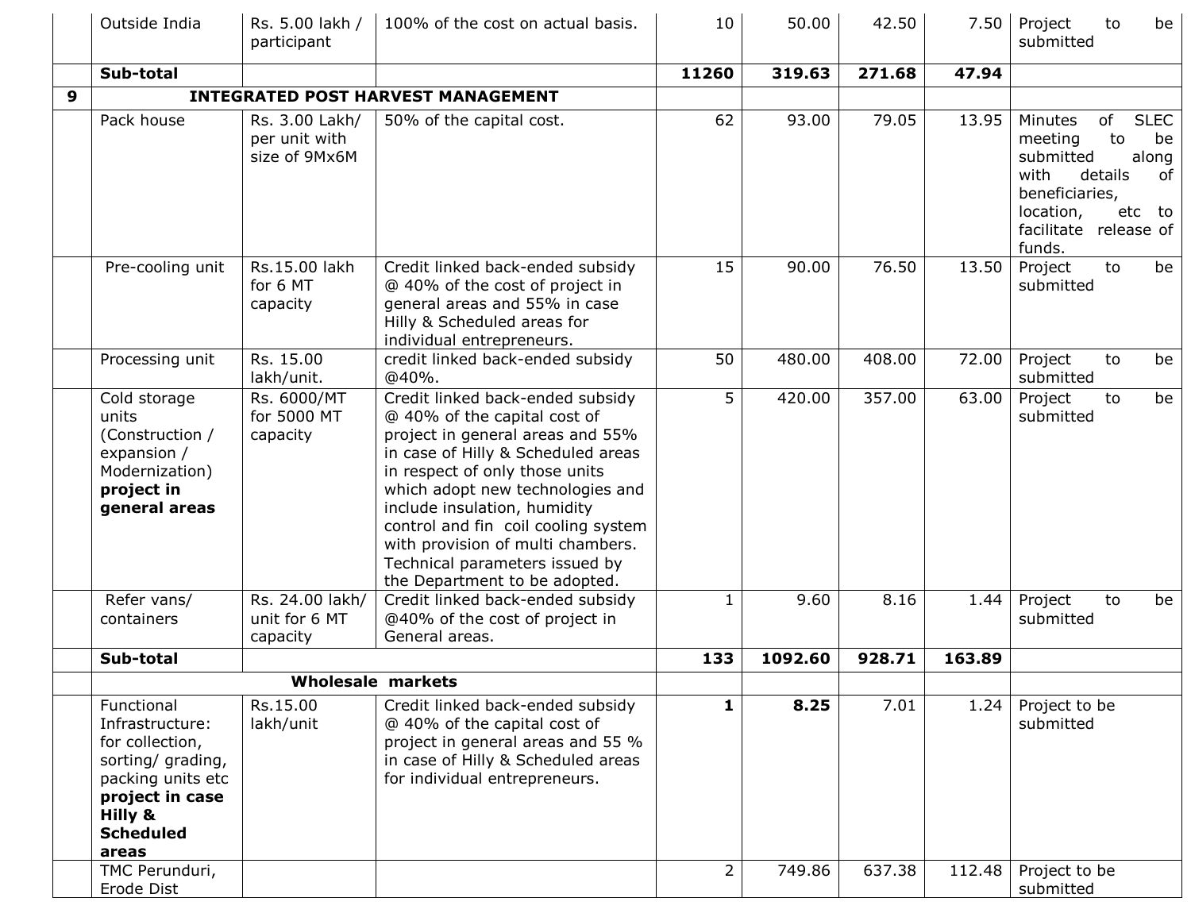|  |  |  |  |  |  |  |  |  |
|---|---|---|---|---|---|---|---|---|
|  | Outside India | Rs. 5.00 lakh / participant | 100% of the cost on actual basis. | 10 | 50.00 | 42.50 | 7.50 | Project to be submitted |
|  | **Sub-total** |  |  | **11260** | **319.63** | **271.68** | **47.94** |  |
| **9** | **INTEGRATED POST HARVEST MANAGEMENT** |  |  |  |  |  |  |  |
|  | Pack house | Rs. 3.00 Lakh/ per unit with size of 9Mx6M | 50% of the capital cost. | 62 | 93.00 | 79.05 | 13.95 | Minutes of SLEC meeting to be submitted along with details of beneficiaries, location, etc to facilitate release of funds. |
|  | Pre-cooling unit | Rs.15.00 lakh for 6 MT capacity | Credit linked back-ended subsidy @ 40% of the cost of project in general areas and 55% in case Hilly & Scheduled areas for individual entrepreneurs. | 15 | 90.00 | 76.50 | 13.50 | Project to be submitted |
|  | Processing unit | Rs. 15.00 lakh/unit. | credit linked back-ended subsidy @40%. | 50 | 480.00 | 408.00 | 72.00 | Project to be submitted |
|  | Cold storage units (Construction / expansion / Modernization) **project in general areas** | Rs. 6000/MT for 5000 MT capacity | Credit linked back-ended subsidy @ 40% of the capital cost of project in general areas and 55% in case of Hilly & Scheduled areas in respect of only those units which adopt new technologies and include insulation, humidity control and fin coil cooling system with provision of multi chambers. Technical parameters issued by the Department to be adopted. | 5 | 420.00 | 357.00 | 63.00 | Project to be submitted |
|  | Refer vans/ containers | Rs. 24.00 lakh/ unit for 6 MT capacity | Credit linked back-ended subsidy @40% of the cost of project in General areas. | 1 | 9.60 | 8.16 | 1.44 | Project to be submitted |
|  | **Sub-total** |  |  | **133** | **1092.60** | **928.71** | **163.89** |  |
|  | **Wholesale markets** |  |  |  |  |  |  |  |
|  | Functional Infrastructure: for collection, sorting/ grading, packing units etc **project in case Hilly & Scheduled areas** | Rs.15.00 lakh/unit | Credit linked back-ended subsidy @ 40% of the capital cost of project in general areas and 55 % in case of Hilly & Scheduled areas for individual entrepreneurs. | **1** | **8.25** | 7.01 | 1.24 | Project to be submitted |
|  | TMC Perunduri, Erode Dist |  |  | 2 | 749.86 | 637.38 | 112.48 | Project to be submitted |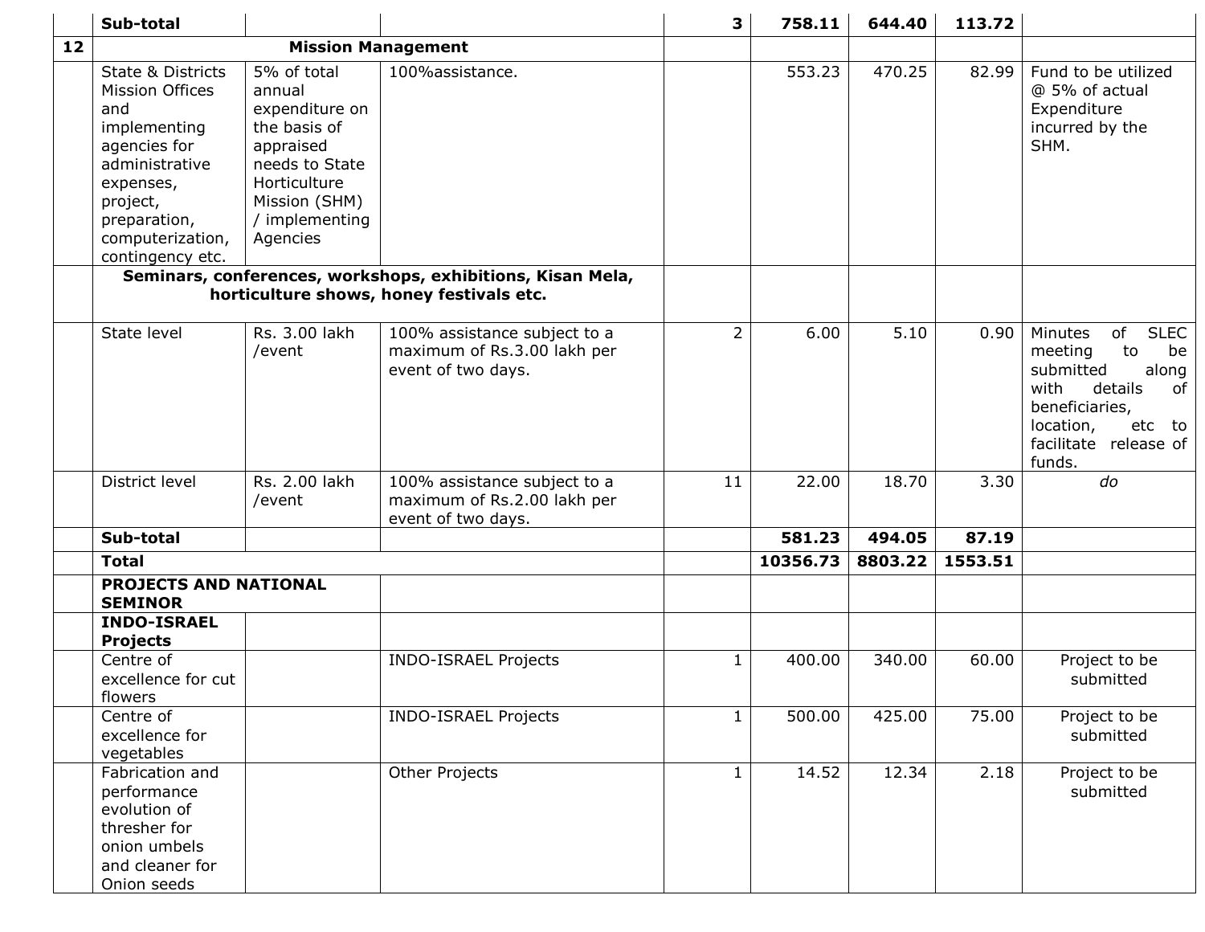| | | | | | | | | |
|---|---|---|---|---|---|---|---|---|
| | **Sub-total** | | | **3** | **758.11** | **644.40** | **113.72** | |
| **12** | **Mission Management** | | | | | | | |
| | State & Districts Mission Offices and implementing agencies for administrative expenses, project, preparation, computerization, contingency etc. | 5% of total annual expenditure on the basis of appraised needs to State Horticulture Mission (SHM) / implementing Agencies | 100%assistance. | | 553.23 | 470.25 | 82.99 | Fund to be utilized @ 5% of actual Expenditure incurred by the SHM. |
| | **Seminars, conferences, workshops, exhibitions, Kisan Mela, horticulture shows, honey festivals etc.** | | | | | | | |
| | State level | Rs. 3.00 lakh /event | 100% assistance subject to a maximum of Rs.3.00 lakh per event of two days. | 2 | 6.00 | 5.10 | 0.90 | Minutes of SLEC meeting to be submitted along with details of beneficiaries, location, etc to facilitate release of funds. |
| | District level | Rs. 2.00 lakh /event | 100% assistance subject to a maximum of Rs.2.00 lakh per event of two days. | 11 | 22.00 | 18.70 | 3.30 | *do* |
| | **Sub-total** | | | | **581.23** | **494.05** | **87.19** | |
| | **Total** | | | | **10356.73** | **8803.22** | **1553.51** | |
| | **PROJECTS AND NATIONAL SEMINOR** | | | | | | | |
| | **INDO-ISRAEL Projects** | | | | | | | |
| | Centre of excellence for cut flowers | | INDO-ISRAEL Projects | 1 | 400.00 | 340.00 | 60.00 | Project to be submitted |
| | Centre of excellence for vegetables | | INDO-ISRAEL Projects | 1 | 500.00 | 425.00 | 75.00 | Project to be submitted |
| | Fabrication and performance evolution of thresher for onion umbels and cleaner for Onion seeds | | Other Projects | 1 | 14.52 | 12.34 | 2.18 | Project to be submitted |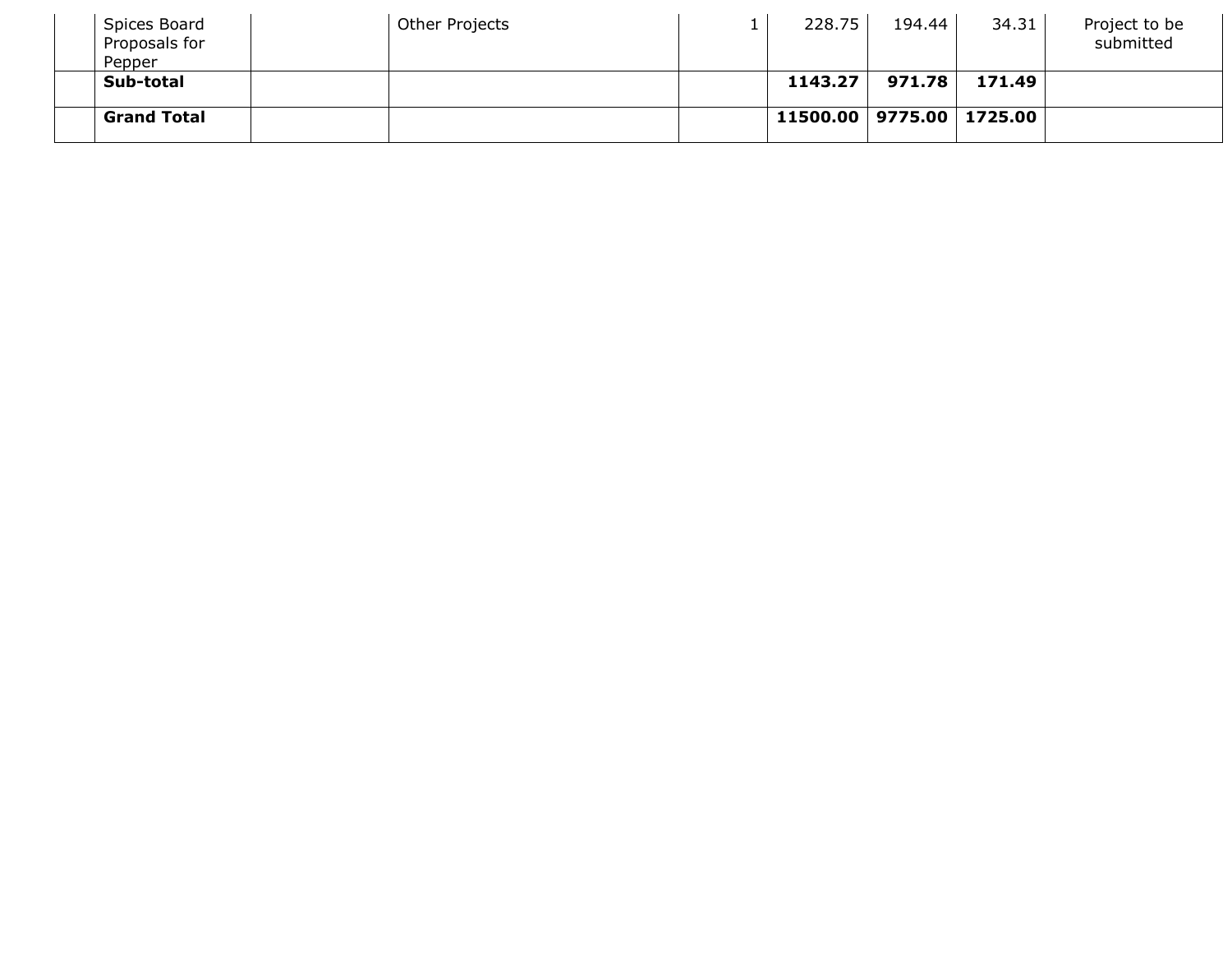| | | | | | | | | |
|---|---|---|---|---|---|---|---|---|
| | Spices Board Proposals for Pepper | | Other Projects | 1 | 228.75 | 194.44 | 34.31 | Project to be submitted |
| | **Sub-total** | | | | **1143.27** | **971.78** | **171.49** | |
| | **Grand Total** | | | | **11500.00** | **9775.00** | **1725.00** | |